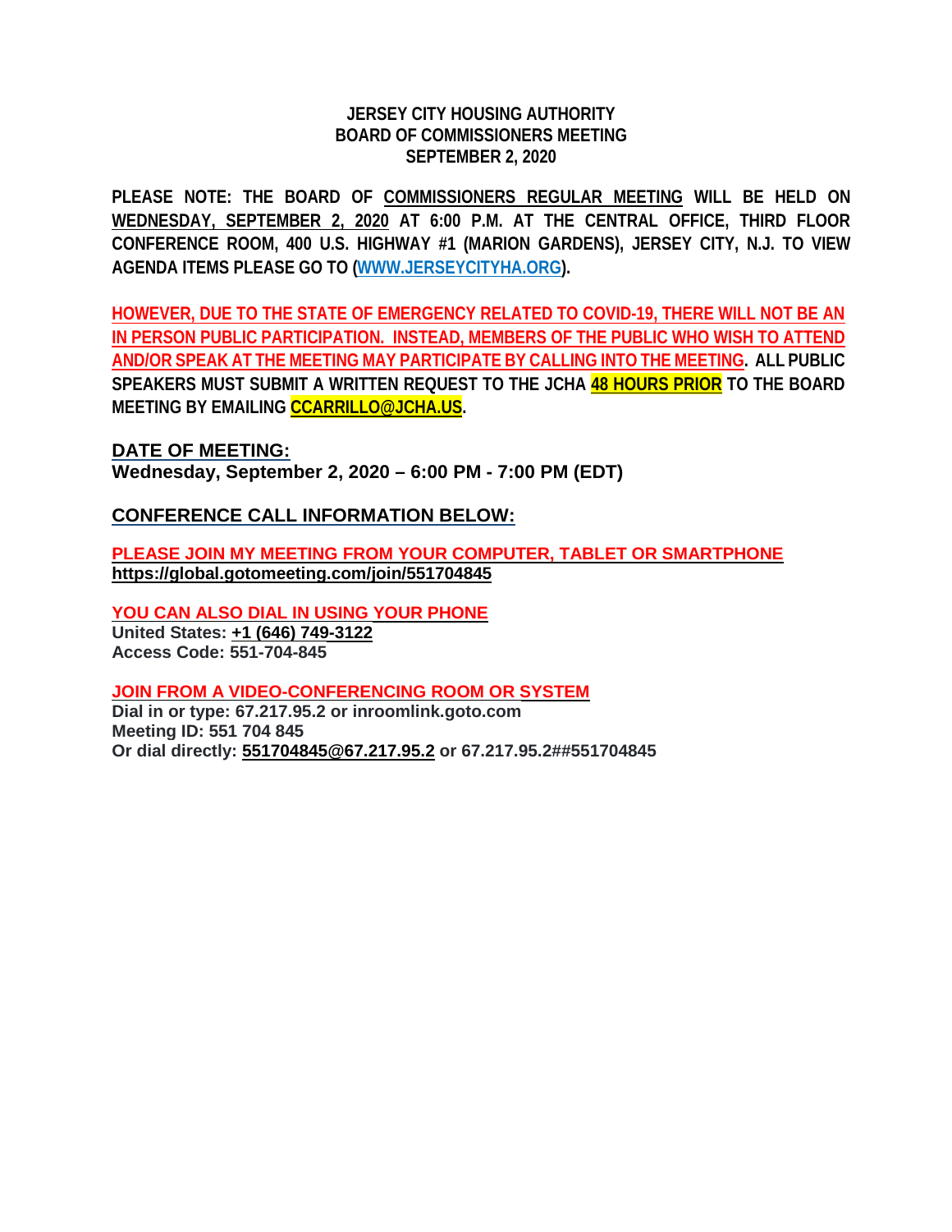**JERSEY CITY HOUSING AUTHORITY**
**BOARD OF COMMISSIONERS MEETING**
**SEPTEMBER 2, 2020**

**PLEASE NOTE: THE BOARD OF COMMISSIONERS REGULAR MEETING WILL BE HELD ON WEDNESDAY, SEPTEMBER 2, 2020 AT 6:00 P.M. AT THE CENTRAL OFFICE, THIRD FLOOR CONFERENCE ROOM, 400 U.S. HIGHWAY #1 (MARION GARDENS), JERSEY CITY, N.J. TO VIEW AGENDA ITEMS PLEASE GO TO (WWW.JERSEYCITYHA.ORG).**

**HOWEVER, DUE TO THE STATE OF EMERGENCY RELATED TO COVID-19, THERE WILL NOT BE AN IN PERSON PUBLIC PARTICIPATION. INSTEAD, MEMBERS OF THE PUBLIC WHO WISH TO ATTEND AND/OR SPEAK AT THE MEETING MAY PARTICIPATE BY CALLING INTO THE MEETING. ALL PUBLIC SPEAKERS MUST SUBMIT A WRITTEN REQUEST TO THE JCHA 48 HOURS PRIOR TO THE BOARD MEETING BY EMAILING CCARRILLO@JCHA.US.**

**DATE OF MEETING:**
**Wednesday, September 2, 2020 – 6:00 PM - 7:00 PM (EDT)**

**CONFERENCE CALL INFORMATION BELOW:**

**PLEASE JOIN MY MEETING FROM YOUR COMPUTER, TABLET OR SMARTPHONE**
**https://global.gotomeeting.com/join/551704845**

**YOU CAN ALSO DIAL IN USING YOUR PHONE**
**United States: +1 (646) 749-3122**
**Access Code: 551-704-845**

**JOIN FROM A VIDEO-CONFERENCING ROOM OR SYSTEM**
**Dial in or type: 67.217.95.2 or inroomlink.goto.com**
**Meeting ID: 551 704 845**
**Or dial directly: 551704845@67.217.95.2 or 67.217.95.2##551704845**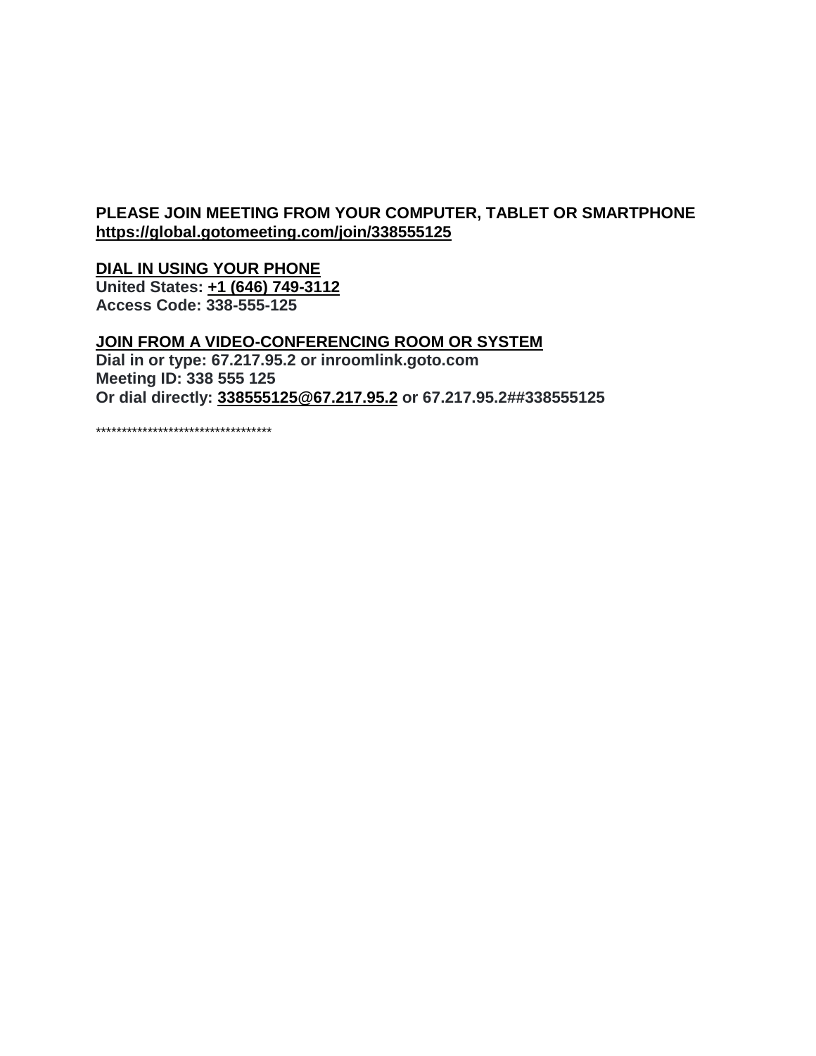**PLEASE JOIN MEETING FROM YOUR COMPUTER, TABLET OR SMARTPHONE**
**https://global.gotomeeting.com/join/338555125**

**DIAL IN USING YOUR PHONE**
**United States: +1 (646) 749-3112**
**Access Code: 338-555-125**

**JOIN FROM A VIDEO-CONFERENCING ROOM OR SYSTEM**
**Dial in or type: 67.217.95.2 or inroomlink.goto.com**
**Meeting ID: 338 555 125**
**Or dial directly: 338555125@67.217.95.2 or 67.217.95.2##338555125**

**********************************